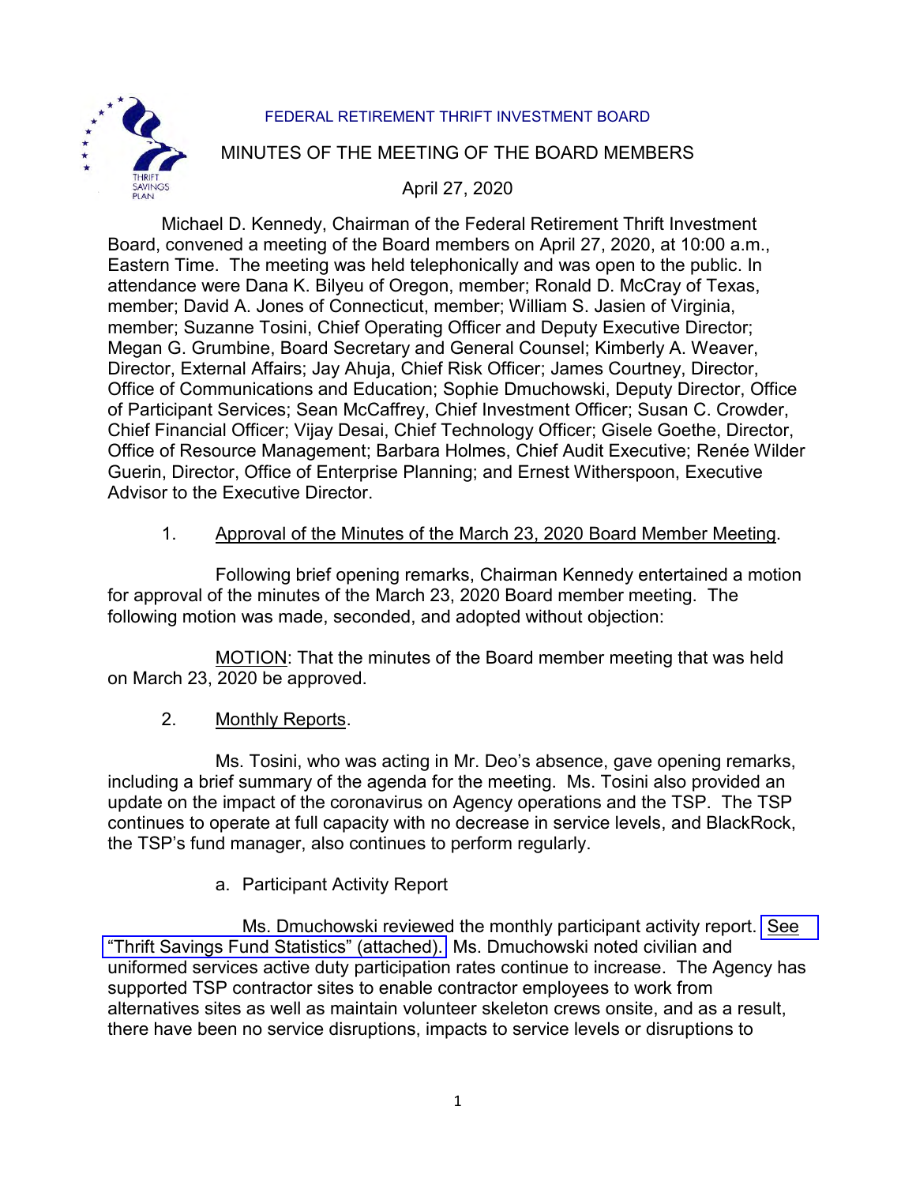FEDERAL RETIREMENT THRIFT INVESTMENT BOARD

# MINUTES OF THE MEETING OF THE BOARD MEMBERS

April 27, 2020

Michael D. Kennedy, Chairman of the Federal Retirement Thrift Investment Board, convened a meeting of the Board members on April 27, 2020, at 10:00 a.m., Eastern Time. The meeting was held telephonically and was open to the public. In attendance were Dana K. Bilyeu of Oregon, member; Ronald D. McCray of Texas, member; David A. Jones of Connecticut, member; William S. Jasien of Virginia, member; Suzanne Tosini, Chief Operating Officer and Deputy Executive Director; Megan G. Grumbine, Board Secretary and General Counsel; Kimberly A. Weaver, Director, External Affairs; Jay Ahuja, Chief Risk Officer; James Courtney, Director, Office of Communications and Education; Sophie Dmuchowski, Deputy Director, Office of Participant Services; Sean McCaffrey, Chief Investment Officer; Susan C. Crowder, Chief Financial Officer; Vijay Desai, Chief Technology Officer; Gisele Goethe, Director, Office of Resource Management; Barbara Holmes, Chief Audit Executive; Renée Wilder Guerin, Director, Office of Enterprise Planning; and Ernest Witherspoon, Executive Advisor to the Executive Director.

1. Approval of the Minutes of the March 23, 2020 Board Member Meeting.

Following brief opening remarks, Chairman Kennedy entertained a motion for approval of the minutes of the March 23, 2020 Board member meeting. The following motion was made, seconded, and adopted without objection:

MOTION: That the minutes of the Board member meeting that was held on March 23, 2020 be approved.

2. Monthly Reports.

Ms. Tosini, who was acting in Mr. Deo's absence, gave opening remarks, including a brief summary of the agenda for the meeting. Ms. Tosini also provided an update on the impact of the coronavirus on Agency operations and the TSP. The TSP continues to operate at full capacity with no decrease in service levels, and BlackRock, the TSP's fund manager, also continues to perform regularly.

a. Participant Activity Report

Ms. Dmuchowski reviewed the monthly participant activity report. See "Thrift Savings Fund Statistics" (attached). Ms. Dmuchowski noted civilian and uniformed services active duty participation rates continue to increase. The Agency has supported TSP contractor sites to enable contractor employees to work from alternatives sites as well as maintain volunteer skeleton crews onsite, and as a result, there have been no service disruptions, impacts to service levels or disruptions to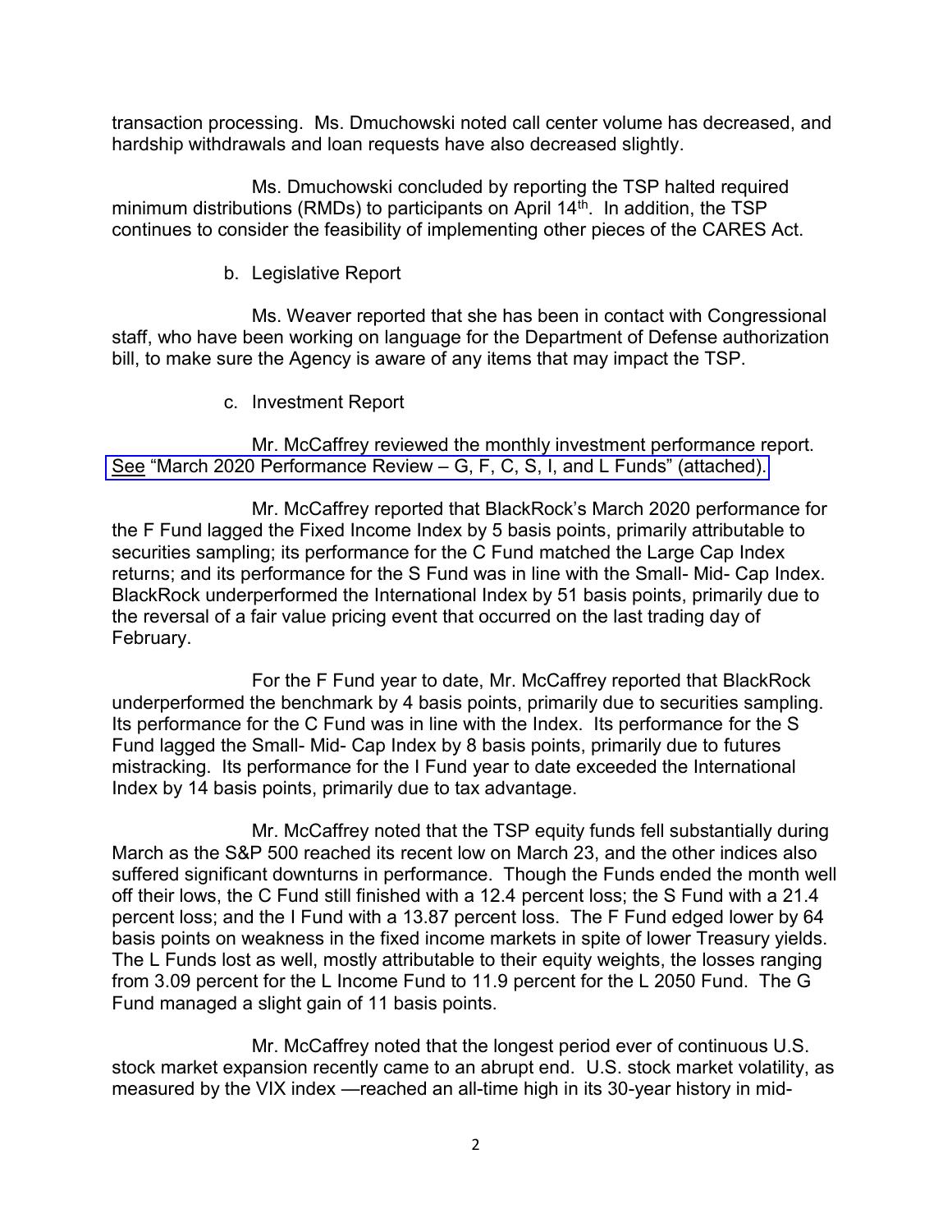transaction processing. Ms. Dmuchowski noted call center volume has decreased, and hardship withdrawals and loan requests have also decreased slightly.

Ms. Dmuchowski concluded by reporting the TSP halted required minimum distributions (RMDs) to participants on April 14th. In addition, the TSP continues to consider the feasibility of implementing other pieces of the CARES Act.

b. Legislative Report

Ms. Weaver reported that she has been in contact with Congressional staff, who have been working on language for the Department of Defense authorization bill, to make sure the Agency is aware of any items that may impact the TSP.

c. Investment Report

Mr. McCaffrey reviewed the monthly investment performance report. See "March 2020 Performance Review – G, F, C, S, I, and L Funds" (attached).

Mr. McCaffrey reported that BlackRock's March 2020 performance for the F Fund lagged the Fixed Income Index by 5 basis points, primarily attributable to securities sampling; its performance for the C Fund matched the Large Cap Index returns; and its performance for the S Fund was in line with the Small- Mid- Cap Index. BlackRock underperformed the International Index by 51 basis points, primarily due to the reversal of a fair value pricing event that occurred on the last trading day of February.

For the F Fund year to date, Mr. McCaffrey reported that BlackRock underperformed the benchmark by 4 basis points, primarily due to securities sampling. Its performance for the C Fund was in line with the Index. Its performance for the S Fund lagged the Small- Mid- Cap Index by 8 basis points, primarily due to futures mistracking. Its performance for the I Fund year to date exceeded the International Index by 14 basis points, primarily due to tax advantage.

Mr. McCaffrey noted that the TSP equity funds fell substantially during March as the S&P 500 reached its recent low on March 23, and the other indices also suffered significant downturns in performance. Though the Funds ended the month well off their lows, the C Fund still finished with a 12.4 percent loss; the S Fund with a 21.4 percent loss; and the I Fund with a 13.87 percent loss. The F Fund edged lower by 64 basis points on weakness in the fixed income markets in spite of lower Treasury yields. The L Funds lost as well, mostly attributable to their equity weights, the losses ranging from 3.09 percent for the L Income Fund to 11.9 percent for the L 2050 Fund. The G Fund managed a slight gain of 11 basis points.

Mr. McCaffrey noted that the longest period ever of continuous U.S. stock market expansion recently came to an abrupt end. U.S. stock market volatility, as measured by the VIX index —reached an all-time high in its 30-year history in mid-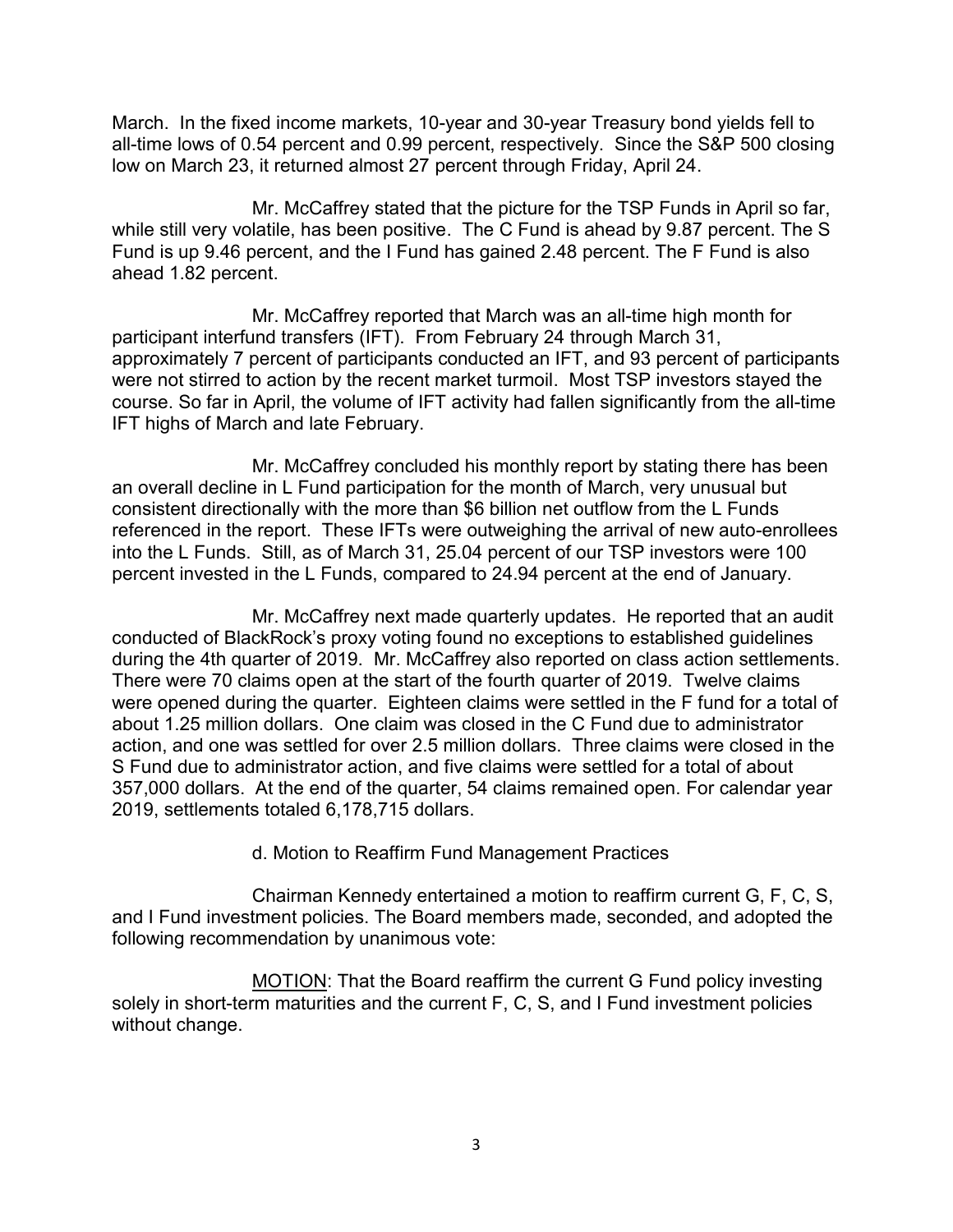March. In the fixed income markets, 10-year and 30-year Treasury bond yields fell to all-time lows of 0.54 percent and 0.99 percent, respectively. Since the S&P 500 closing low on March 23, it returned almost 27 percent through Friday, April 24.

Mr. McCaffrey stated that the picture for the TSP Funds in April so far, while still very volatile, has been positive. The C Fund is ahead by 9.87 percent. The S Fund is up 9.46 percent, and the I Fund has gained 2.48 percent. The F Fund is also ahead 1.82 percent.

Mr. McCaffrey reported that March was an all-time high month for participant interfund transfers (IFT). From February 24 through March 31, approximately 7 percent of participants conducted an IFT, and 93 percent of participants were not stirred to action by the recent market turmoil. Most TSP investors stayed the course. So far in April, the volume of IFT activity had fallen significantly from the all-time IFT highs of March and late February.

Mr. McCaffrey concluded his monthly report by stating there has been an overall decline in L Fund participation for the month of March, very unusual but consistent directionally with the more than $6 billion net outflow from the L Funds referenced in the report. These IFTs were outweighing the arrival of new auto-enrollees into the L Funds. Still, as of March 31, 25.04 percent of our TSP investors were 100 percent invested in the L Funds, compared to 24.94 percent at the end of January.

Mr. McCaffrey next made quarterly updates. He reported that an audit conducted of BlackRock's proxy voting found no exceptions to established guidelines during the 4th quarter of 2019. Mr. McCaffrey also reported on class action settlements. There were 70 claims open at the start of the fourth quarter of 2019. Twelve claims were opened during the quarter. Eighteen claims were settled in the F fund for a total of about 1.25 million dollars. One claim was closed in the C Fund due to administrator action, and one was settled for over 2.5 million dollars. Three claims were closed in the S Fund due to administrator action, and five claims were settled for a total of about 357,000 dollars. At the end of the quarter, 54 claims remained open. For calendar year 2019, settlements totaled 6,178,715 dollars.

d. Motion to Reaffirm Fund Management Practices

Chairman Kennedy entertained a motion to reaffirm current G, F, C, S, and I Fund investment policies. The Board members made, seconded, and adopted the following recommendation by unanimous vote:

MOTION: That the Board reaffirm the current G Fund policy investing solely in short-term maturities and the current F, C, S, and I Fund investment policies without change.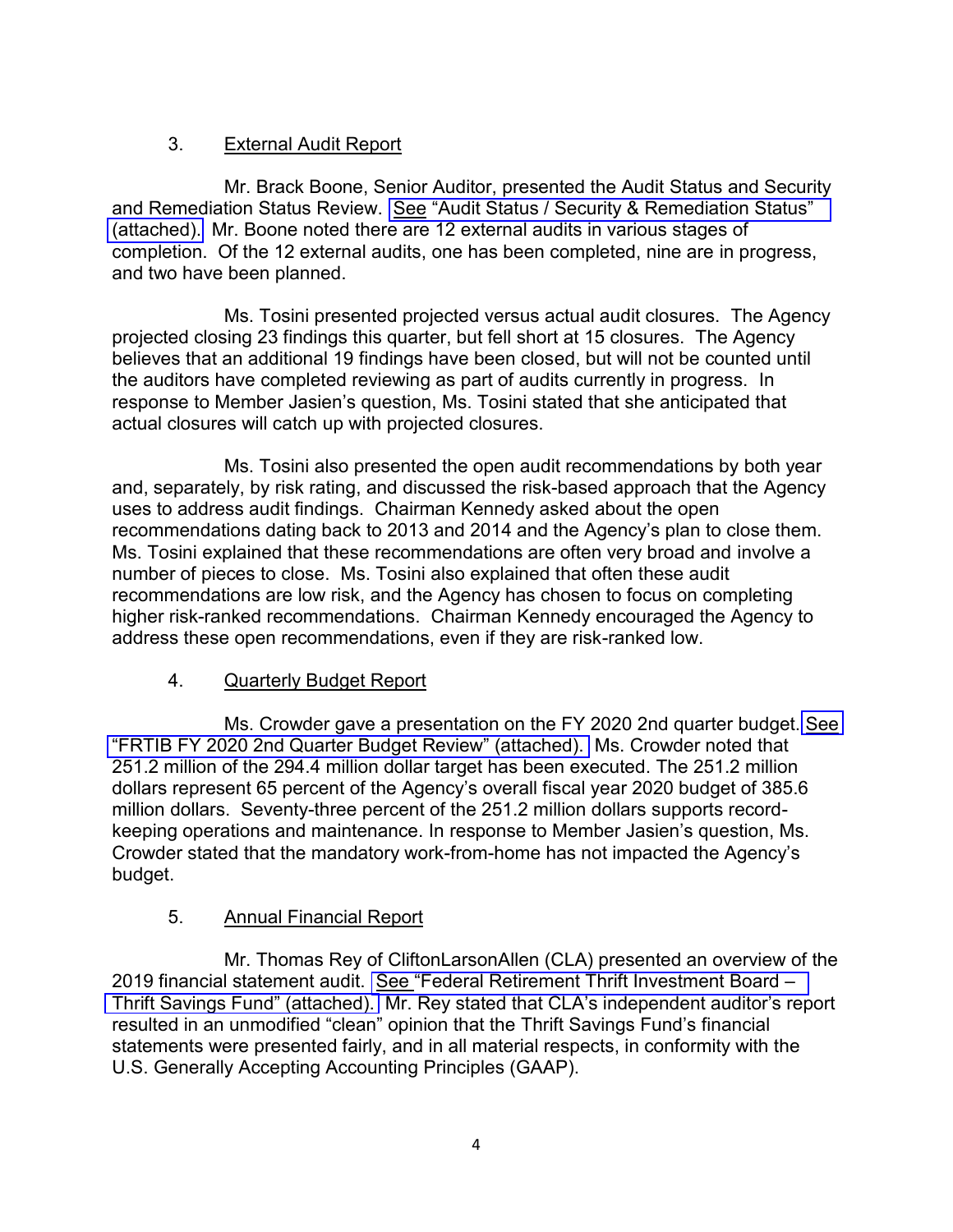3. <u>External Audit Report</u>

Mr. Brack Boone, Senior Auditor, presented the Audit Status and Security and Remediation Status Review. <u>See</u> "Audit Status / Security & Remediation Status" (attached). Mr. Boone noted there are 12 external audits in various stages of completion. Of the 12 external audits, one has been completed, nine are in progress, and two have been planned.

Ms. Tosini presented projected versus actual audit closures. The Agency projected closing 23 findings this quarter, but fell short at 15 closures. The Agency believes that an additional 19 findings have been closed, but will not be counted until the auditors have completed reviewing as part of audits currently in progress. In response to Member Jasien's question, Ms. Tosini stated that she anticipated that actual closures will catch up with projected closures.

Ms. Tosini also presented the open audit recommendations by both year and, separately, by risk rating, and discussed the risk-based approach that the Agency uses to address audit findings. Chairman Kennedy asked about the open recommendations dating back to 2013 and 2014 and the Agency's plan to close them. Ms. Tosini explained that these recommendations are often very broad and involve a number of pieces to close. Ms. Tosini also explained that often these audit recommendations are low risk, and the Agency has chosen to focus on completing higher risk-ranked recommendations. Chairman Kennedy encouraged the Agency to address these open recommendations, even if they are risk-ranked low.

4. <u>Quarterly Budget Report</u>

Ms. Crowder gave a presentation on the FY 2020 2nd quarter budget. <u>See</u> "FRTIB FY 2020 2nd Quarter Budget Review" (attached). Ms. Crowder noted that 251.2 million of the 294.4 million dollar target has been executed. The 251.2 million dollars represent 65 percent of the Agency's overall fiscal year 2020 budget of 385.6 million dollars. Seventy-three percent of the 251.2 million dollars supports record-keeping operations and maintenance. In response to Member Jasien's question, Ms. Crowder stated that the mandatory work-from-home has not impacted the Agency's budget.

5. <u>Annual Financial Report</u>

Mr. Thomas Rey of CliftonLarsonAllen (CLA) presented an overview of the 2019 financial statement audit. <u>See</u> "Federal Retirement Thrift Investment Board – Thrift Savings Fund" (attached). Mr. Rey stated that CLA's independent auditor's report resulted in an unmodified "clean" opinion that the Thrift Savings Fund's financial statements were presented fairly, and in all material respects, in conformity with the U.S. Generally Accepting Accounting Principles (GAAP).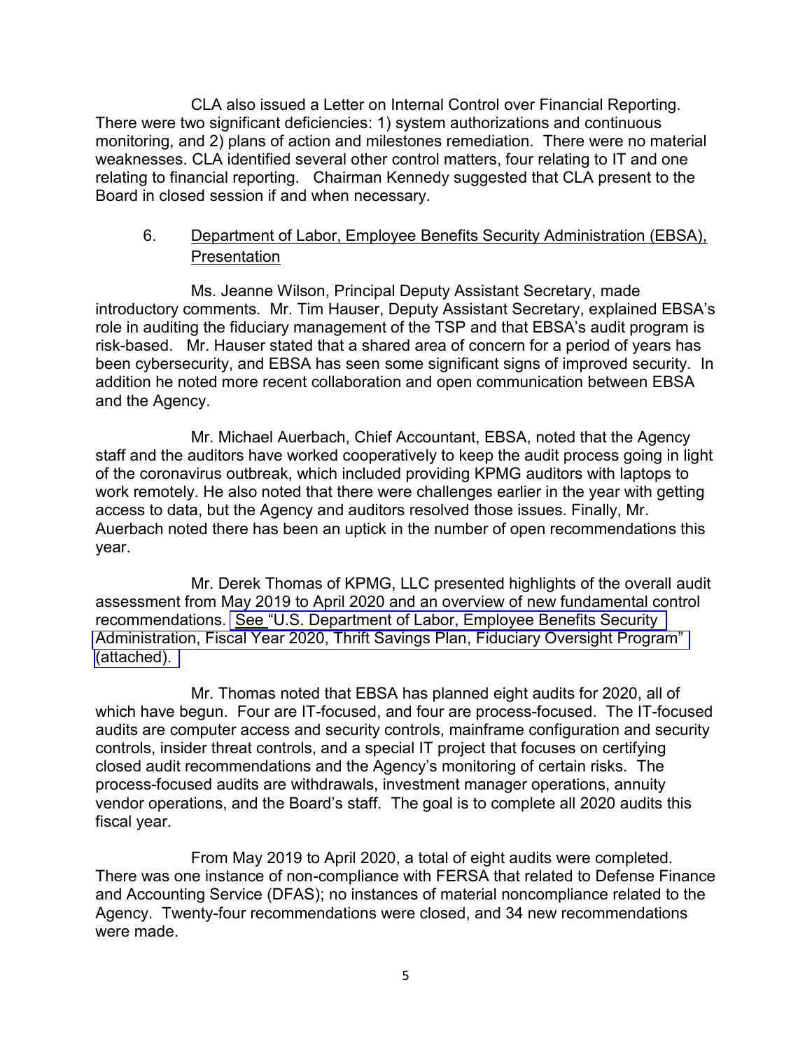CLA also issued a Letter on Internal Control over Financial Reporting. There were two significant deficiencies: 1) system authorizations and continuous monitoring, and 2) plans of action and milestones remediation. There were no material weaknesses. CLA identified several other control matters, four relating to IT and one relating to financial reporting. Chairman Kennedy suggested that CLA present to the Board in closed session if and when necessary.

6. Department of Labor, Employee Benefits Security Administration (EBSA), Presentation

Ms. Jeanne Wilson, Principal Deputy Assistant Secretary, made introductory comments. Mr. Tim Hauser, Deputy Assistant Secretary, explained EBSA's role in auditing the fiduciary management of the TSP and that EBSA's audit program is risk-based. Mr. Hauser stated that a shared area of concern for a period of years has been cybersecurity, and EBSA has seen some significant signs of improved security. In addition he noted more recent collaboration and open communication between EBSA and the Agency.

Mr. Michael Auerbach, Chief Accountant, EBSA, noted that the Agency staff and the auditors have worked cooperatively to keep the audit process going in light of the coronavirus outbreak, which included providing KPMG auditors with laptops to work remotely. He also noted that there were challenges earlier in the year with getting access to data, but the Agency and auditors resolved those issues. Finally, Mr. Auerbach noted there has been an uptick in the number of open recommendations this year.

Mr. Derek Thomas of KPMG, LLC presented highlights of the overall audit assessment from May 2019 to April 2020 and an overview of new fundamental control recommendations. See "U.S. Department of Labor, Employee Benefits Security Administration, Fiscal Year 2020, Thrift Savings Plan, Fiduciary Oversight Program" (attached).

Mr. Thomas noted that EBSA has planned eight audits for 2020, all of which have begun. Four are IT-focused, and four are process-focused. The IT-focused audits are computer access and security controls, mainframe configuration and security controls, insider threat controls, and a special IT project that focuses on certifying closed audit recommendations and the Agency's monitoring of certain risks. The process-focused audits are withdrawals, investment manager operations, annuity vendor operations, and the Board's staff. The goal is to complete all 2020 audits this fiscal year.

From May 2019 to April 2020, a total of eight audits were completed. There was one instance of non-compliance with FERSA that related to Defense Finance and Accounting Service (DFAS); no instances of material noncompliance related to the Agency. Twenty-four recommendations were closed, and 34 new recommendations were made.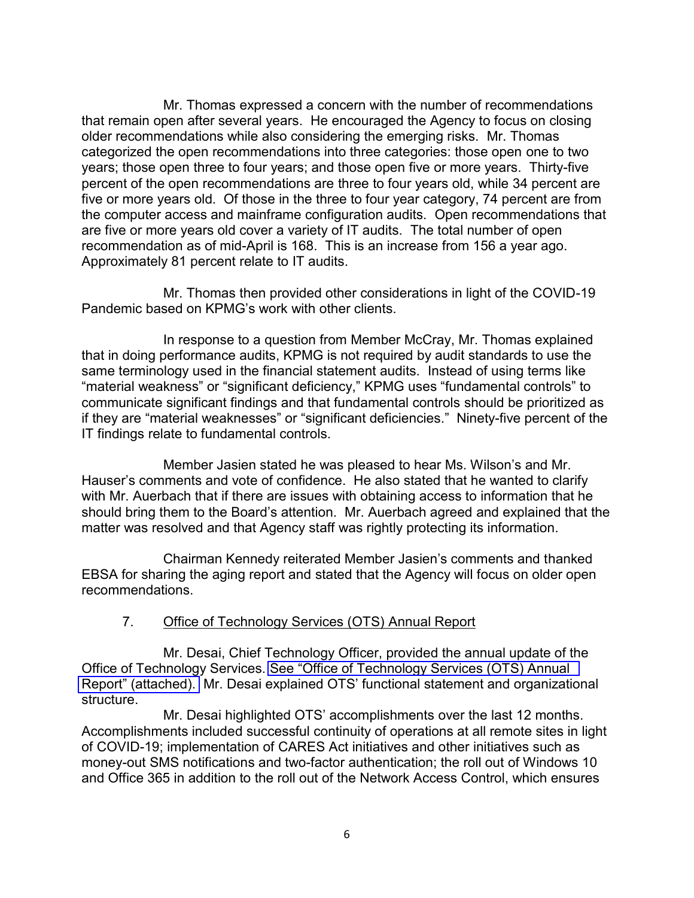Mr. Thomas expressed a concern with the number of recommendations that remain open after several years. He encouraged the Agency to focus on closing older recommendations while also considering the emerging risks. Mr. Thomas categorized the open recommendations into three categories: those open one to two years; those open three to four years; and those open five or more years. Thirty-five percent of the open recommendations are three to four years old, while 34 percent are five or more years old. Of those in the three to four year category, 74 percent are from the computer access and mainframe configuration audits. Open recommendations that are five or more years old cover a variety of IT audits. The total number of open recommendation as of mid-April is 168. This is an increase from 156 a year ago. Approximately 81 percent relate to IT audits.

Mr. Thomas then provided other considerations in light of the COVID-19 Pandemic based on KPMG's work with other clients.

In response to a question from Member McCray, Mr. Thomas explained that in doing performance audits, KPMG is not required by audit standards to use the same terminology used in the financial statement audits. Instead of using terms like "material weakness" or "significant deficiency," KPMG uses "fundamental controls" to communicate significant findings and that fundamental controls should be prioritized as if they are "material weaknesses" or "significant deficiencies." Ninety-five percent of the IT findings relate to fundamental controls.

Member Jasien stated he was pleased to hear Ms. Wilson's and Mr. Hauser's comments and vote of confidence. He also stated that he wanted to clarify with Mr. Auerbach that if there are issues with obtaining access to information that he should bring them to the Board's attention. Mr. Auerbach agreed and explained that the matter was resolved and that Agency staff was rightly protecting its information.

Chairman Kennedy reiterated Member Jasien's comments and thanked EBSA for sharing the aging report and stated that the Agency will focus on older open recommendations.

7. Office of Technology Services (OTS) Annual Report

Mr. Desai, Chief Technology Officer, provided the annual update of the Office of Technology Services. See "Office of Technology Services (OTS) Annual Report" (attached). Mr. Desai explained OTS' functional statement and organizational structure.

Mr. Desai highlighted OTS' accomplishments over the last 12 months. Accomplishments included successful continuity of operations at all remote sites in light of COVID-19; implementation of CARES Act initiatives and other initiatives such as money-out SMS notifications and two-factor authentication; the roll out of Windows 10 and Office 365 in addition to the roll out of the Network Access Control, which ensures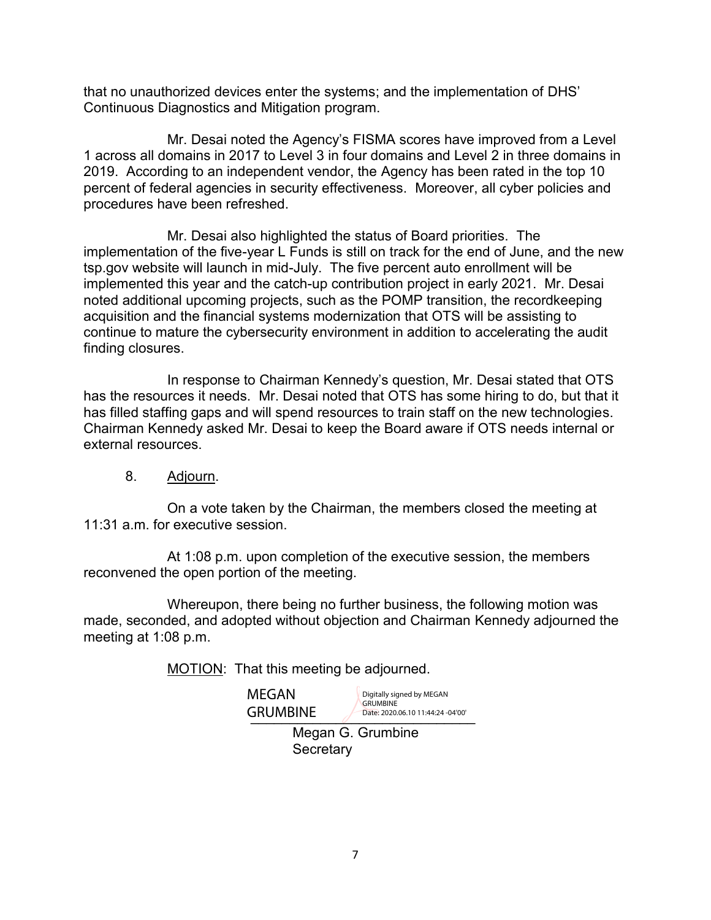that no unauthorized devices enter the systems; and the implementation of DHS' Continuous Diagnostics and Mitigation program.

Mr. Desai noted the Agency's FISMA scores have improved from a Level 1 across all domains in 2017 to Level 3 in four domains and Level 2 in three domains in 2019. According to an independent vendor, the Agency has been rated in the top 10 percent of federal agencies in security effectiveness. Moreover, all cyber policies and procedures have been refreshed.

Mr. Desai also highlighted the status of Board priorities. The implementation of the five-year L Funds is still on track for the end of June, and the new tsp.gov website will launch in mid-July. The five percent auto enrollment will be implemented this year and the catch-up contribution project in early 2021. Mr. Desai noted additional upcoming projects, such as the POMP transition, the recordkeeping acquisition and the financial systems modernization that OTS will be assisting to continue to mature the cybersecurity environment in addition to accelerating the audit finding closures.

In response to Chairman Kennedy's question, Mr. Desai stated that OTS has the resources it needs. Mr. Desai noted that OTS has some hiring to do, but that it has filled staffing gaps and will spend resources to train staff on the new technologies. Chairman Kennedy asked Mr. Desai to keep the Board aware if OTS needs internal or external resources.

8. Adjourn.

On a vote taken by the Chairman, the members closed the meeting at 11:31 a.m. for executive session.

At 1:08 p.m. upon completion of the executive session, the members reconvened the open portion of the meeting.

Whereupon, there being no further business, the following motion was made, seconded, and adopted without objection and Chairman Kennedy adjourned the meeting at 1:08 p.m.

MOTION: That this meeting be adjourned.

MEGAN GRUMBINE
Digitally signed by MEGAN GRUMBINE
Date: 2020.06.10 11:44:24 -04'00'

Megan G. Grumbine
Secretary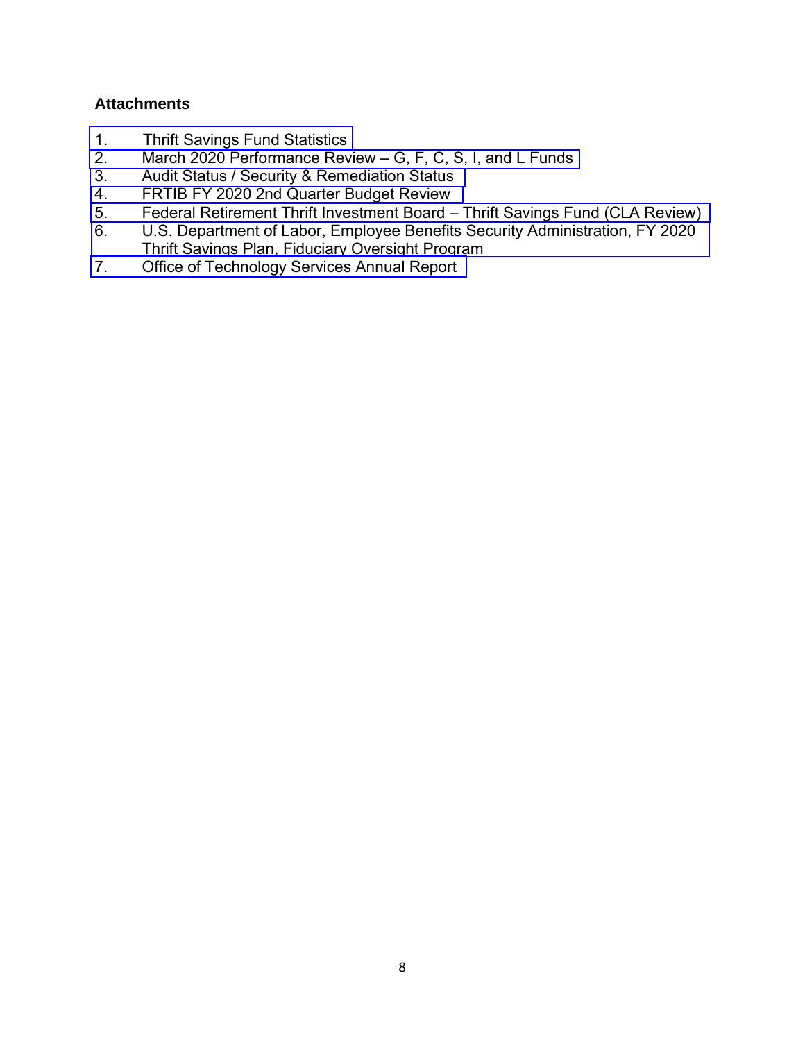**Attachments**

1. Thrift Savings Fund Statistics
2. March 2020 Performance Review – G, F, C, S, I, and L Funds
3. Audit Status / Security & Remediation Status
4. FRTIB FY 2020 2nd Quarter Budget Review
5. Federal Retirement Thrift Investment Board – Thrift Savings Fund (CLA Review)
6. U.S. Department of Labor, Employee Benefits Security Administration, FY 2020 Thrift Savings Plan, Fiduciary Oversight Program
7. Office of Technology Services Annual Report